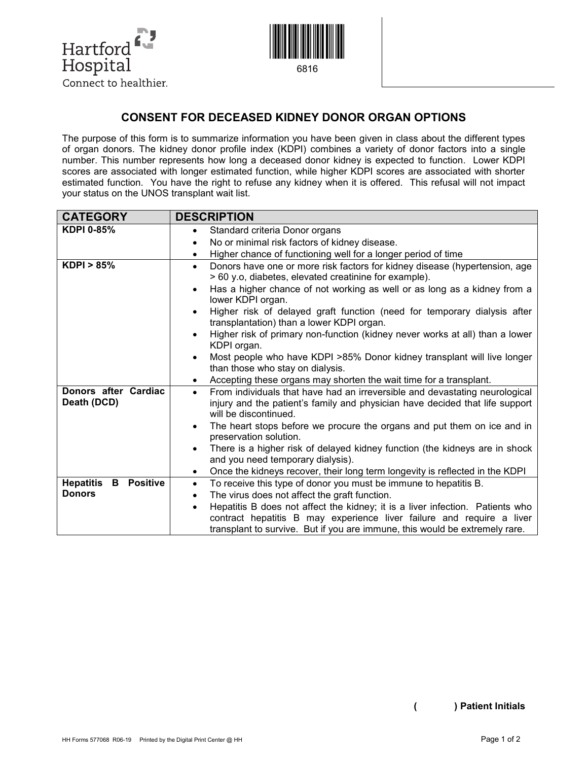Hartford Hospital
Connect to healthier.

6816

# CONSENT FOR DECEASED KIDNEY DONOR ORGAN OPTIONS

The purpose of this form is to summarize information you have been given in class about the different types of organ donors. The kidney donor profile index (KDPI) combines a variety of donor factors into a single number. This number represents how long a deceased donor kidney is expected to function. Lower KDPI scores are associated with longer estimated function, while higher KDPI scores are associated with shorter estimated function. You have the right to refuse any kidney when it is offered. This refusal will not impact your status on the UNOS transplant wait list.

| CATEGORY | DESCRIPTION |
|---|---|
| **KDPI 0-85%** | • Standard criteria Donor organs<br>• No or minimal risk factors of kidney disease.<br>• Higher chance of functioning well for a longer period of time |
| **KDPI > 85%** | • Donors have one or more risk factors for kidney disease (hypertension, age > 60 y.o, diabetes, elevated creatinine for example).<br>• Has a higher chance of not working as well or as long as a kidney from a lower KDPI organ.<br>• Higher risk of delayed graft function (need for temporary dialysis after transplantation) than a lower KDPI organ.<br>• Higher risk of primary non-function (kidney never works at all) than a lower KDPI organ.<br>• Most people who have KDPI >85% Donor kidney transplant will live longer than those who stay on dialysis.<br>• Accepting these organs may shorten the wait time for a transplant. |
| **Donors after Cardiac Death (DCD)** | • From individuals that have had an irreversible and devastating neurological injury and the patient's family and physician have decided that life support will be discontinued.<br>• The heart stops before we procure the organs and put them on ice and in preservation solution.<br>• There is a higher risk of delayed kidney function (the kidneys are in shock and you need temporary dialysis).<br>• Once the kidneys recover, their long term longevity is reflected in the KDPI |
| **Hepatitis B Positive Donors** | • To receive this type of donor you must be immune to hepatitis B.<br>• The virus does not affect the graft function.<br>• Hepatitis B does not affect the kidney; it is a liver infection. Patients who contract hepatitis B may experience liver failure and require a liver transplant to survive. But if you are immune, this would be extremely rare. |

**( ) Patient Initials**

HH Forms 577068 R06-19 Printed by the Digital Print Center @ HH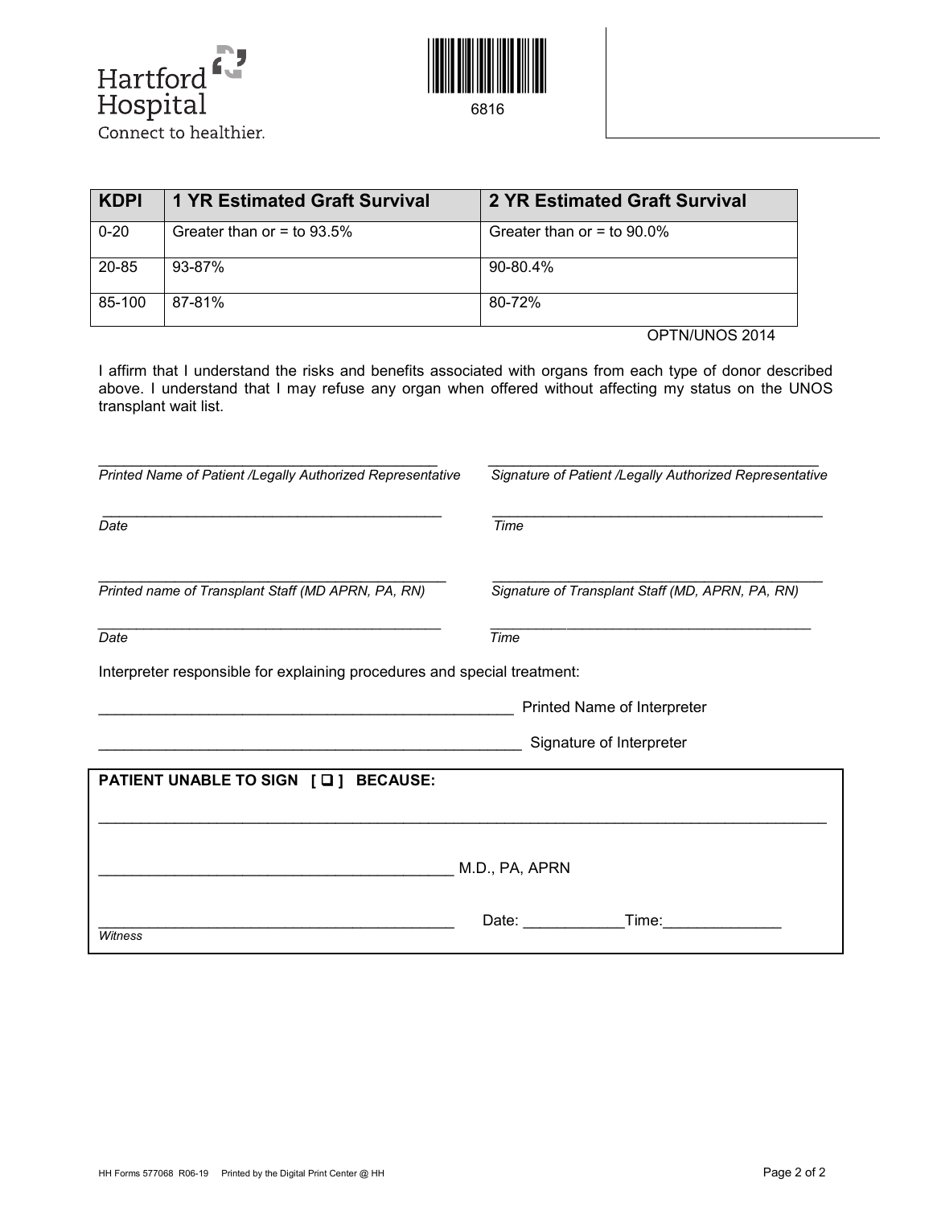Hartford Hospital
Connect to healthier.

6816

| KDPI | 1 YR Estimated Graft Survival | 2 YR Estimated Graft Survival |
| --- | --- | --- |
| 0-20 | Greater than or = to 93.5% | Greater than or = to 90.0% |
| 20-85 | 93-87% | 90-80.4% |
| 85-100 | 87-81% | 80-72% |

OPTN/UNOS 2014

I affirm that I understand the risks and benefits associated with organs from each type of donor described above. I understand that I may refuse any organ when offered without affecting my status on the UNOS transplant wait list.

\_\_\_\_\_\_\_\_\_\_\_\_\_\_\_\_\_\_\_\_\_\_\_\_\_\_\_\_\_\_\_\_\_\_\_\_\_\_\_\_\_\_\_ *Printed Name of Patient /Legally Authorized Representative*

\_\_\_\_\_\_\_\_\_\_\_\_\_\_\_\_\_\_\_\_\_\_\_\_\_\_\_\_\_\_\_\_\_\_\_\_\_\_\_\_\_\_\_ *Signature of Patient /Legally Authorized Representative*

\_\_\_\_\_\_\_\_\_\_\_\_\_\_\_\_\_\_\_\_\_\_\_\_\_\_\_\_\_\_\_\_\_\_\_\_\_\_\_\_\_\_\_ *Date*

\_\_\_\_\_\_\_\_\_\_\_\_\_\_\_\_\_\_\_\_\_\_\_\_\_\_\_\_\_\_\_\_\_\_\_\_\_\_\_\_\_\_\_ *Time*

\_\_\_\_\_\_\_\_\_\_\_\_\_\_\_\_\_\_\_\_\_\_\_\_\_\_\_\_\_\_\_\_\_\_\_\_\_\_\_\_\_\_\_ *Printed name of Transplant Staff (MD APRN, PA, RN)*

\_\_\_\_\_\_\_\_\_\_\_\_\_\_\_\_\_\_\_\_\_\_\_\_\_\_\_\_\_\_\_\_\_\_\_\_\_\_\_\_\_\_\_ *Signature of Transplant Staff (MD, APRN, PA, RN)*

\_\_\_\_\_\_\_\_\_\_\_\_\_\_\_\_\_\_\_\_\_\_\_\_\_\_\_\_\_\_\_\_\_\_\_\_\_\_\_\_\_\_\_ *Date*

\_\_\_\_\_\_\_\_\_\_\_\_\_\_\_\_\_\_\_\_\_\_\_\_\_\_\_\_\_\_\_\_\_\_\_\_\_\_\_\_\_\_\_ *Time*

Interpreter responsible for explaining procedures and special treatment:

\_\_\_\_\_\_\_\_\_\_\_\_\_\_\_\_\_\_\_\_\_\_\_\_\_\_\_\_\_\_\_\_\_\_\_\_\_\_\_\_\_\_\_\_\_\_\_\_\_\_ Printed Name of Interpreter

\_\_\_\_\_\_\_\_\_\_\_\_\_\_\_\_\_\_\_\_\_\_\_\_\_\_\_\_\_\_\_\_\_\_\_\_\_\_\_\_\_\_\_\_\_\_\_\_\_\_ Signature of Interpreter

**PATIENT UNABLE TO SIGN [ ❑ ] BECAUSE:**

\_\_\_\_\_\_\_\_\_\_\_\_\_\_\_\_\_\_\_\_\_\_\_\_\_\_\_\_\_\_\_\_\_\_\_\_\_\_\_\_\_\_\_\_\_\_\_\_\_\_\_\_\_\_\_\_\_\_\_\_\_\_\_\_\_\_\_\_\_\_\_\_\_\_\_\_\_\_\_\_\_\_\_\_\_\_\_\_\_\_\_\_

\_\_\_\_\_\_\_\_\_\_\_\_\_\_\_\_\_\_\_\_\_\_\_\_\_\_\_\_\_\_\_\_\_\_\_\_\_\_\_\_\_\_ M.D., PA, APRN

\_\_\_\_\_\_\_\_\_\_\_\_\_\_\_\_\_\_\_\_\_\_\_\_\_\_\_\_\_\_\_\_\_\_\_\_\_\_\_\_\_\_ Date: \_\_\_\_\_\_\_\_\_\_\_\_Time:\_\_\_\_\_\_\_\_\_\_\_\_\_\_
*Witness*

HH Forms 577068 R06-19 Printed by the Digital Print Center @ HH